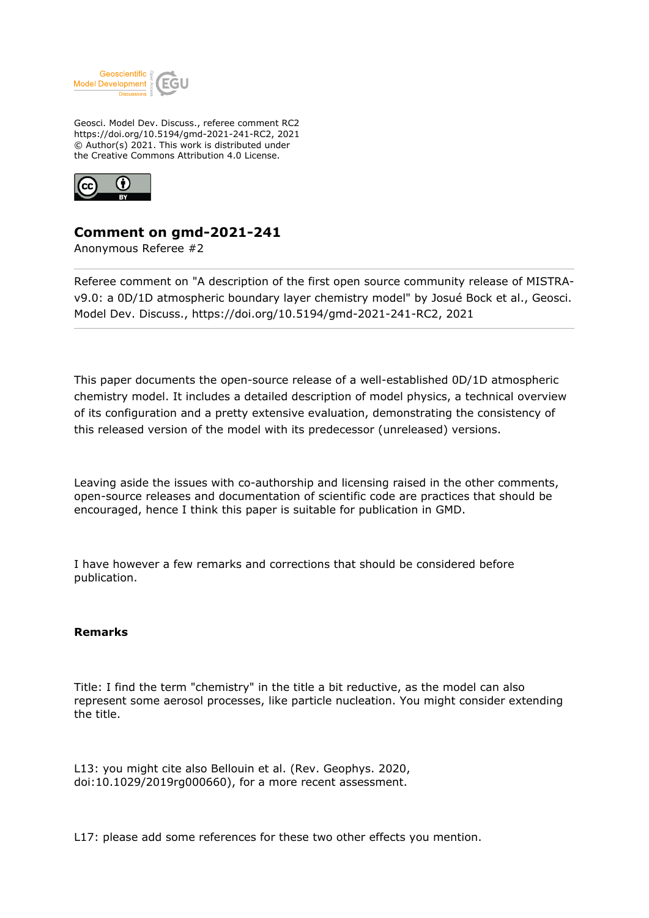Geosci. Model Dev. Discuss., referee comment RC2
https://doi.org/10.5194/gmd-2021-241-RC2, 2021
© Author(s) 2021. This work is distributed under
the Creative Commons Attribution 4.0 License.

## Comment on gmd-2021-241

Anonymous Referee #2

---

Referee comment on "A description of the first open source community release of MISTRA-v9.0: a 0D/1D atmospheric boundary layer chemistry model" by Josué Bock et al., Geosci. Model Dev. Discuss., https://doi.org/10.5194/gmd-2021-241-RC2, 2021

---

This paper documents the open-source release of a well-established 0D/1D atmospheric chemistry model. It includes a detailed description of model physics, a technical overview of its configuration and a pretty extensive evaluation, demonstrating the consistency of this released version of the model with its predecessor (unreleased) versions.

Leaving aside the issues with co-authorship and licensing raised in the other comments, open-source releases and documentation of scientific code are practices that should be encouraged, hence I think this paper is suitable for publication in GMD.

I have however a few remarks and corrections that should be considered before publication.

**Remarks**

Title: I find the term "chemistry" in the title a bit reductive, as the model can also represent some aerosol processes, like particle nucleation. You might consider extending the title.

L13: you might cite also Bellouin et al. (Rev. Geophys. 2020, doi:10.1029/2019rg000660), for a more recent assessment.

L17: please add some references for these two other effects you mention.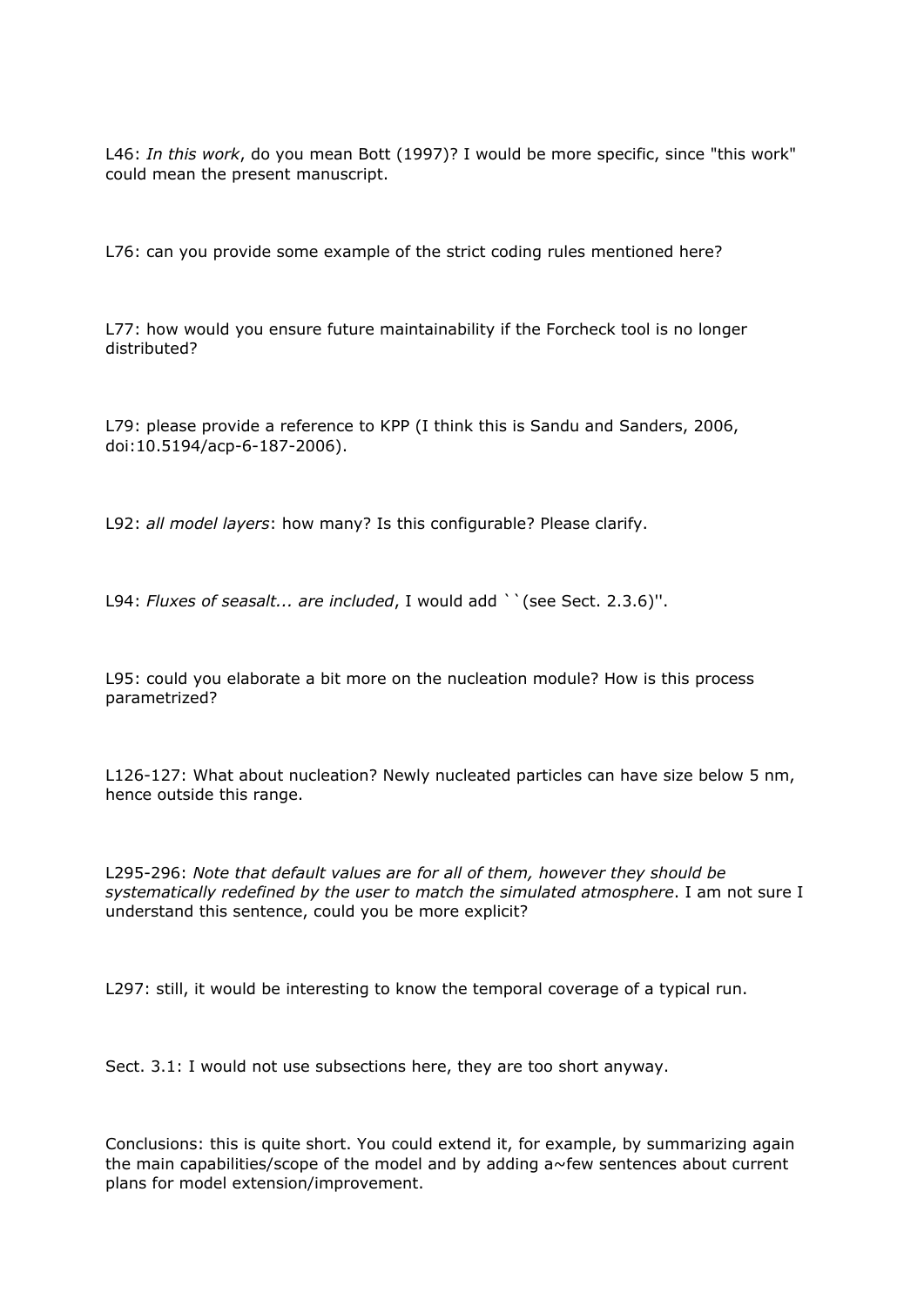L46: *In this work*, do you mean Bott (1997)? I would be more specific, since "this work" could mean the present manuscript.

L76: can you provide some example of the strict coding rules mentioned here?

L77: how would you ensure future maintainability if the Forcheck tool is no longer distributed?

L79: please provide a reference to KPP (I think this is Sandu and Sanders, 2006, doi:10.5194/acp-6-187-2006).

L92: *all model layers*: how many? Is this configurable? Please clarify.

L94: *Fluxes of seasalt... are included*, I would add ``(see Sect. 2.3.6)''.

L95: could you elaborate a bit more on the nucleation module? How is this process parametrized?

L126-127: What about nucleation? Newly nucleated particles can have size below 5 nm, hence outside this range.

L295-296: *Note that default values are for all of them, however they should be systematically redefined by the user to match the simulated atmosphere*. I am not sure I understand this sentence, could you be more explicit?

L297: still, it would be interesting to know the temporal coverage of a typical run.

Sect. 3.1: I would not use subsections here, they are too short anyway.

Conclusions: this is quite short. You could extend it, for example, by summarizing again the main capabilities/scope of the model and by adding a~few sentences about current plans for model extension/improvement.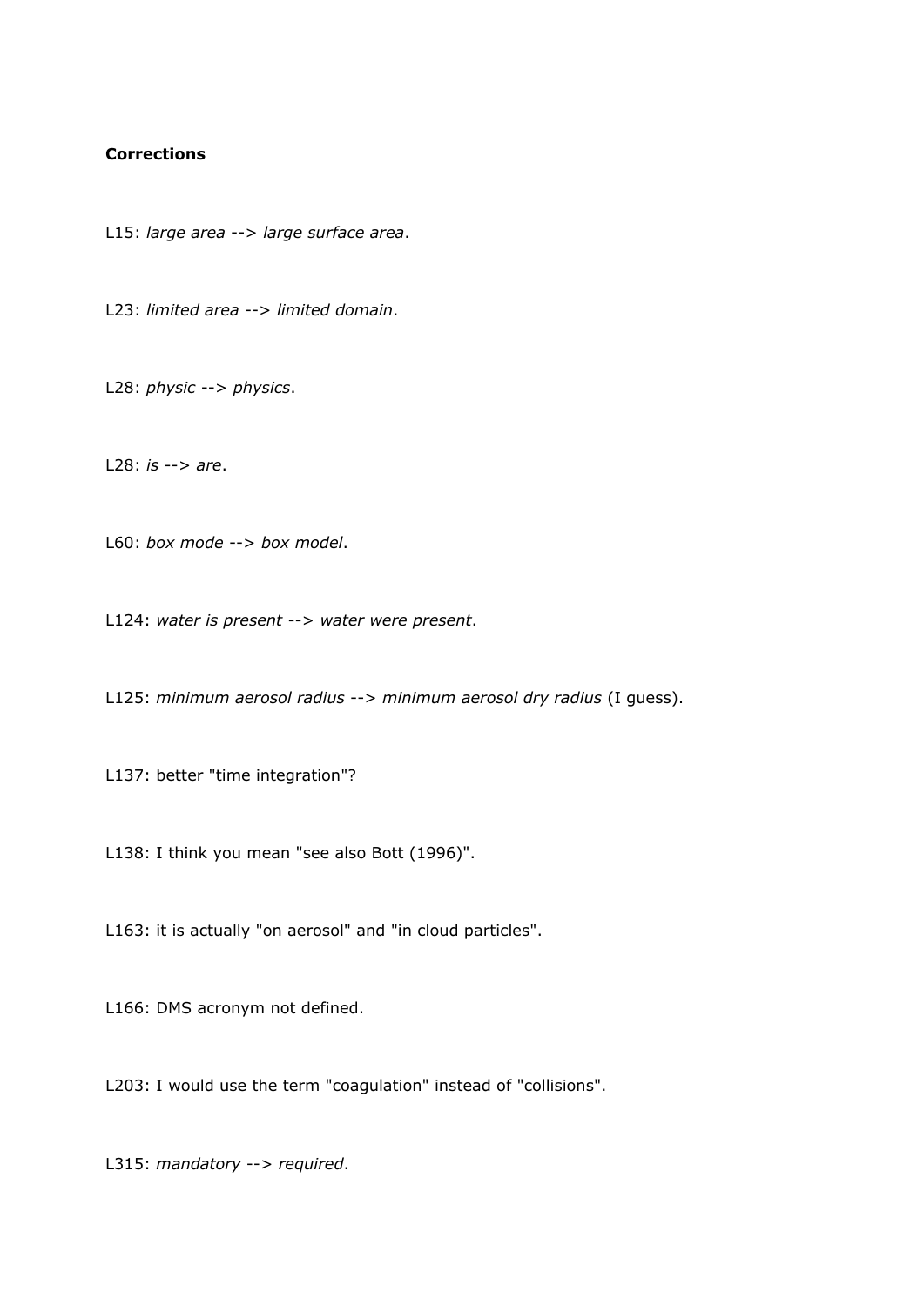**Corrections**

L15: *large area* --> *large surface area*.

L23: *limited area* --> *limited domain*.

L28: *physic* --> *physics*.

L28: *is* --> *are*.

L60: *box mode* --> *box model*.

L124: *water is present* --> *water were present*.

L125: *minimum aerosol radius* --> *minimum aerosol dry radius* (I guess).

L137: better "time integration"?

L138: I think you mean "see also Bott (1996)".

L163: it is actually "on aerosol" and "in cloud particles".

L166: DMS acronym not defined.

L203: I would use the term "coagulation" instead of "collisions".

L315: *mandatory* --> *required*.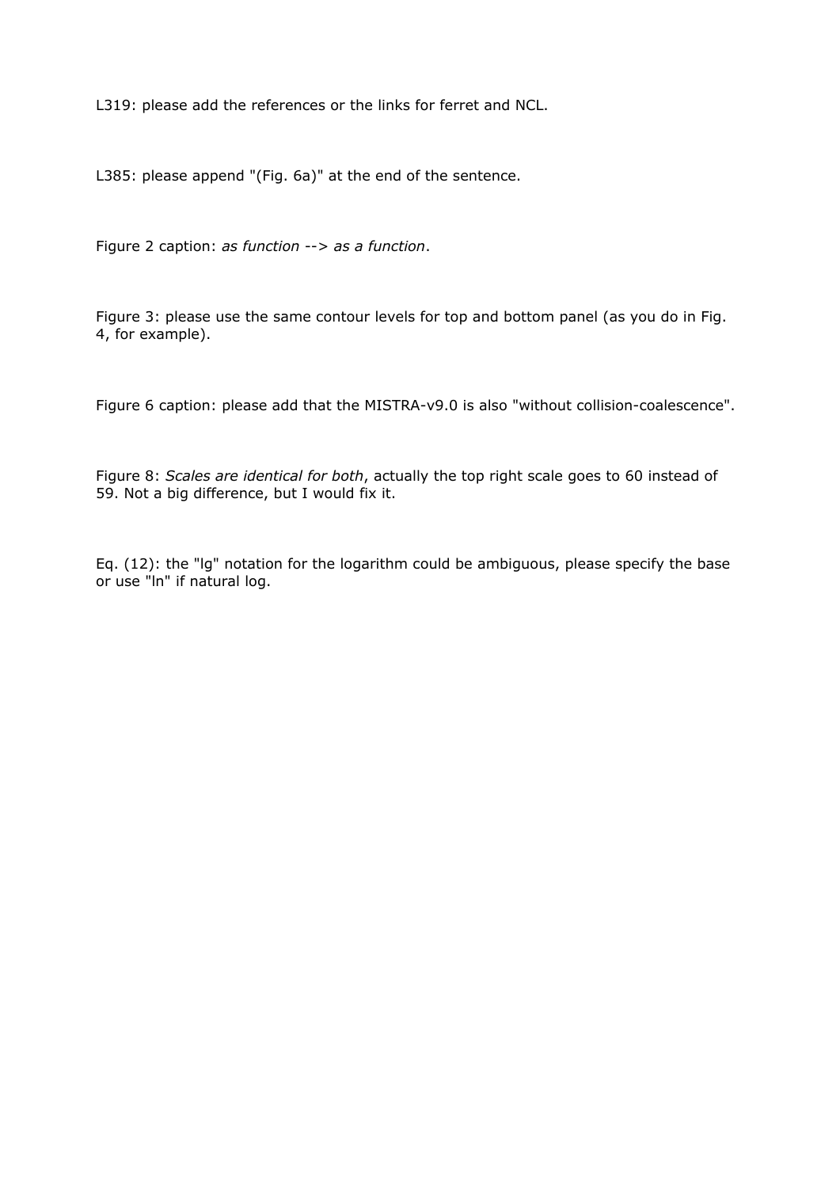L319: please add the references or the links for ferret and NCL.

L385: please append "(Fig. 6a)" at the end of the sentence.

Figure 2 caption: *as function* --> *as a function*.

Figure 3: please use the same contour levels for top and bottom panel (as you do in Fig. 4, for example).

Figure 6 caption: please add that the MISTRA-v9.0 is also "without collision-coalescence".

Figure 8: *Scales are identical for both*, actually the top right scale goes to 60 instead of 59. Not a big difference, but I would fix it.

Eq. (12): the "lg" notation for the logarithm could be ambiguous, please specify the base or use "ln" if natural log.